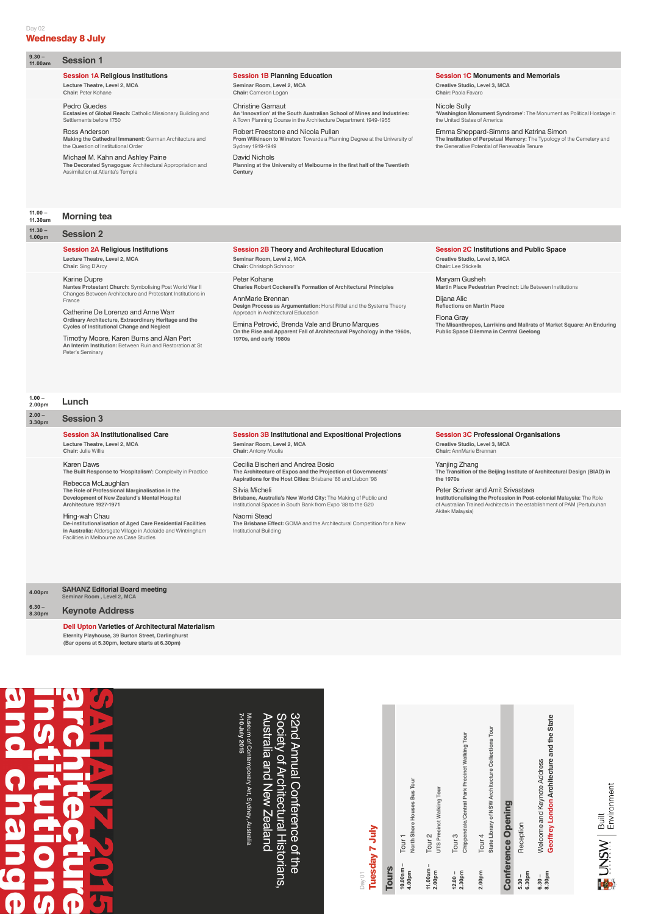Day 02

# Wednesday 8 July

**9.30 – 11.00am**

## Session 1

### Session 1A Religious Institutions

**Lecture Theatre, Level 2, MCA**
**Chair:** Peter Kohane

Pedro Guedes
**Ecstasies of Global Reach:** Catholic Missionary Building and Settlements before 1750

Ross Anderson
**Making the Cathedral Immanent:** German Architecture and the Question of Institutional Order

Michael M. Kahn and Ashley Paine
**The Decorated Synagogue:** Architectural Appropriation and Assimilation at Atlanta's Temple

### Session 1B Planning Education

**Seminar Room, Level 2, MCA**
**Chair:** Cameron Logan

Christine Garnaut
**An 'Innovation' at the South Australian School of Mines and Industries:** A Town Planning Course in the Architecture Department 1949-1955

Robert Freestone and Nicola Pullan
**From Wilkinson to Winston:** Towards a Planning Degree at the University of Sydney 1919-1949

David Nichols
**Planning at the University of Melbourne in the first half of the Twentieth Century**

### Session 1C Monuments and Memorials

**Creative Studio, Level 3, MCA**
**Chair:** Paola Favaro

Nicole Sully
**'Washington Monument Syndrome':** The Monument as Political Hostage in the United States of America

Emma Sheppard-Simms and Katrina Simon
**The Institution of Perpetual Memory:** The Typology of the Cemetery and the Generative Potential of Renewable Tenure

**11.00 – 11.30am**

## Morning tea

**11.30 – 1.00pm**

## Session 2

### Session 2A Religious Institutions

**Lecture Theatre, Level 2, MCA**
**Chair:** Sing D'Arcy

Karine Dupre
**Nantes Protestant Church:** Symbolising Post World War II Changes Between Architecture and Protestant Institutions in France

Catherine De Lorenzo and Anne Warr
**Ordinary Architecture, Extraordinary Heritage and the Cycles of Institutional Change and Neglect**

Timothy Moore, Karen Burns and Alan Pert
**An Interim Institution:** Between Ruin and Restoration at St Peter's Seminary

### Session 2B Theory and Architectural Education

**Seminar Room, Level 2, MCA**
**Chair:** Christoph Schnoor

Peter Kohane
**Charles Robert Cockerell's Formation of Architectural Principles**

AnnMarie Brennan
**Design Process as Argumentation:** Horst Rittel and the Systems Theory Approach in Architectural Education

Emina Petrović, Brenda Vale and Bruno Marques
**On the Rise and Apparent Fall of Architectural Psychology in the 1960s, 1970s, and early 1980s**

### Session 2C Institutions and Public Space

**Creative Studio, Level 3, MCA**
**Chair:** Lee Stickells

Maryam Gusheh
**Martin Place Pedestrian Precinct:** Life Between Institutions

Dijana Alic
**Reflections on Martin Place**

Fiona Gray
**The Misanthropes, Larrikins and Mallrats of Market Square: An Enduring Public Space Dilemma in Central Geelong**

**1.00 – 2.00pm**

## Lunch

**2.00 – 3.30pm**

## Session 3

### Session 3A Institutionalised Care

**Lecture Theatre, Level 2, MCA**
**Chair:** Julie Willis

Karen Daws
**The Built Response to 'Hospitalism':** Complexity in Practice

Rebecca McLaughlan
**The Role of Professional Marginalisation in the Development of New Zealand's Mental Hospital Architecture 1927-1971**

Hing-wah Chau
**De-institutionalisation of Aged Care Residential Facilities in Australia:** Aldersgate Village in Adelaide and Wintringham Facilities in Melbourne as Case Studies

### Session 3B Institutional and Expositional Projections

**Seminar Room, Level 2, MCA**
**Chair:** Antony Moulis

Cecilia Bischeri and Andrea Bosio
**The Architecture of Expos and the Projection of Governments' Aspirations for the Host Cities:** Brisbane '88 and Lisbon '98

Silvia Micheli
**Brisbane, Australia's New World City:** The Making of Public and Institutional Spaces in South Bank from Expo '88 to the G20

Naomi Stead
**The Brisbane Effect:** GOMA and the Architectural Competition for a New Institutional Building

### Session 3C Professional Organisations

**Creative Studio, Level 3, MCA**
**Chair:** AnnMarie Brennan

Yanjing Zhang
**The Transition of the Beijing Institute of Architectural Design (BIAD) in the 1970s**

Peter Scriver and Amit Srivastava
**Institutionalising the Profession in Post-colonial Malaysia:** The Role of Australian Trained Architects in the establishment of PAM (Pertubuhan Akitek Malaysia)

**4.00pm**

## SAHANZ Editorial Board meeting

**Seminar Room , Level 2, MCA**

**6.30 – 8.30pm**

## Keynote Address

**Dell Upton Varieties of Architectural Materialism**

**Eternity Playhouse, 39 Burton Street, Darlinghurst**
**(Bar opens at 5.30pm, lecture starts at 6.30pm)**

---

# SAHANZ 2015 architecture institutions and change

32nd Annual Conference of the Society of Architectural Historians, Australia and New Zealand

Museum of Contemporary Art, Sydney, Australia
**7-10 July 2015**

---

Day 01

# Tuesday 7 July

## Tours

**10.00am – 4.00pm** Tour 1
North Shore Houses Bus Tour

**11.00am – 2.00pm** Tour 2
UTS Precinct Walking Tour

**12.00 – 2.30pm** Tour 3
Chippendale/Central Park Precinct Walking Tour

**2.00pm** Tour 4
State Library of NSW Architecture Collections Tour

## Conference Opening

**5.30 – 6.30pm** Reception

**6.30 – 8.30pm** Welcome and Keynote Address
**Geoffrey London Architecture and the State**

UNSW | Built Environment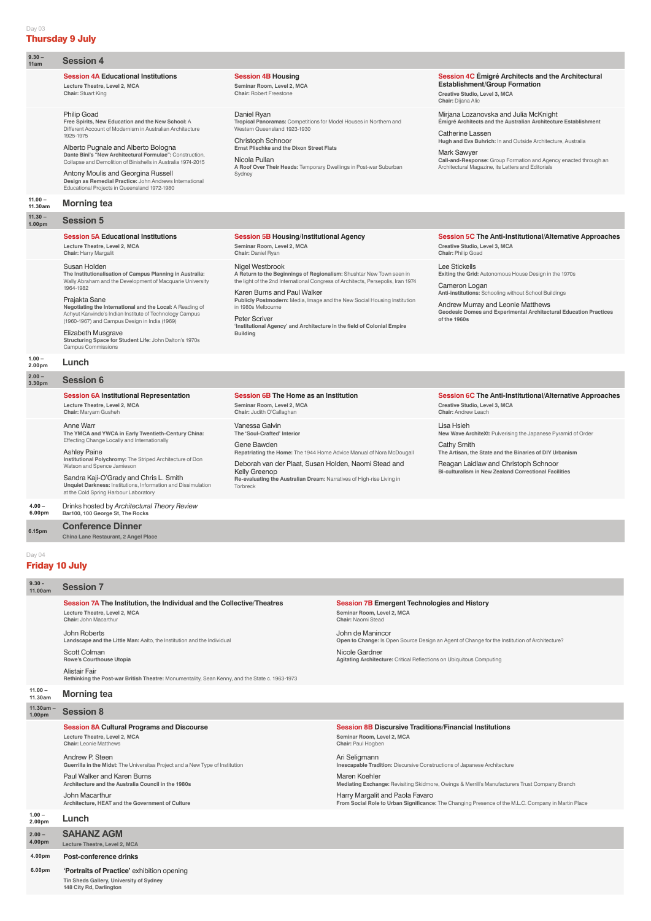Day 03

# Thursday 9 July

## 9.30 – 11am — Session 4

### Session 4A Educational Institutions

**Lecture Theatre, Level 2, MCA**
**Chair:** Stuart King

Philip Goad
**Free Spirits, New Education and the New School:** A Different Account of Modernism in Australian Architecture 1925-1975

Alberto Pugnale and Alberto Bologna
**Dante Bini's "New Architectural Formulae":** Construction, Collapse and Demolition of Binishells in Australia 1974-2015

Antony Moulis and Georgina Russell
**Design as Remedial Practice:** John Andrews International Educational Projects in Queensland 1972-1980

### Session 4B Housing

**Seminar Room, Level 2, MCA**
**Chair:** Robert Freestone

Daniel Ryan
**Tropical Panoramas:** Competitions for Model Houses in Northern and Western Queensland 1923-1930

Christoph Schnoor
**Ernst Plischke and the Dixon Street Flats**

Nicola Pullan
**A Roof Over Their Heads:** Temporary Dwellings in Post-war Suburban Sydney

### Session 4C Émigré Architects and the Architectural Establishment/Group Formation

**Creative Studio, Level 3, MCA**
**Chair:** Dijana Alic

Mirjana Lozanovska and Julia McKnight
**Émigré Architects and the Australian Architecture Establishment**

Catherine Lassen
**Hugh and Eva Buhrich:** In and Outside Architecture, Australia

Mark Sawyer
**Call-and-Response:** Group Formation and Agency enacted through an Architectural Magazine, its Letters and Editorials

## 11.00 – 11.30am — Morning tea

## 11.30 – 1.00pm — Session 5

### Session 5A Educational Institutions

**Lecture Theatre, Level 2, MCA**
**Chair:** Harry Margalit

Susan Holden
**The Institutionalisation of Campus Planning in Australia:** Wally Abraham and the Development of Macquarie University 1964-1982

Prajakta Sane
**Negotiating the International and the Local:** A Reading of Achyut Kanvinde's Indian Institute of Technology Campus (1960-1967) and Campus Design in India (1969)

Elizabeth Musgrave
**Structuring Space for Student Life:** John Dalton's 1970s Campus Commissions

### Session 5B Housing/Institutional Agency

**Seminar Room, Level 2, MCA**
**Chair:** Daniel Ryan

Nigel Westbrook
**A Return to the Beginnings of Regionalism:** Shushtar New Town seen in the light of the 2nd International Congress of Architects, Persepolis, Iran 1974

Karen Burns and Paul Walker
**Publicly Postmodern:** Media, Image and the New Social Housing Institution in 1980s Melbourne

Peter Scriver
**'Institutional Agency' and Architecture in the field of Colonial Empire Building**

### Session 5C The Anti-Institutional/Alternative Approaches

**Creative Studio, Level 3, MCA**
**Chair:** Philip Goad

Lee Stickells
**Exiting the Grid:** Autonomous House Design in the 1970s

Cameron Logan
**Anti-institutions:** Schooling without School Buildings

Andrew Murray and Leonie Matthews
**Geodesic Domes and Experimental Architectural Education Practices of the 1960s**

## 1.00 – 2.00pm — Lunch

## 2.00 – 3.30pm — Session 6

### Session 6A Institutional Representation

**Lecture Theatre, Level 2, MCA**
**Chair:** Maryam Gusheh

Anne Warr
**The YMCA and YWCA in Early Twentieth-Century China:** Effecting Change Locally and Internationally

Ashley Paine
**Institutional Polychromy:** The Striped Architecture of Don Watson and Spence Jamieson

Sandra Kaji-O'Grady and Chris L. Smith
**Unquiet Darkness:** Institutions, Information and Dissimulation at the Cold Spring Harbour Laboratory

### Session 6B The Home as an Institution

**Seminar Room, Level 2, MCA**
**Chair:** Judith O'Callaghan

Vanessa Galvin
**The 'Soul-Crafted' Interior**

Gene Bawden
**Repatriating the Home:** The 1944 Home Advice Manual of Nora McDougall

Deborah van der Plaat, Susan Holden, Naomi Stead and Kelly Greenop
**Re-evaluating the Australian Dream:** Narratives of High-rise Living in Torbreck

### Session 6C The Anti-Institutional/Alternative Approaches

**Creative Studio, Level 3, MCA**
**Chair:** Andrew Leach

Lisa Hsieh
**New Wave ArchiteXt:** Pulverising the Japanese Pyramid of Order

Cathy Smith
**The Artisan, the State and the Binaries of DIY Urbanism**

Reagan Laidlaw and Christoph Schnoor
**Bi-culturalism in New Zealand Correctional Facilities**

## 4.00 – 6.00pm — Drinks hosted by *Architectural Theory Review*

**Bar100, 100 George St, The Rocks**

## 6.15pm — Conference Dinner

**China Lane Restaurant, 2 Angel Place**

Day 04

# Friday 10 July

## 9.30 - 11.00am — Session 7

### Session 7A The Institution, the Individual and the Collective/Theatres

**Lecture Theatre, Level 2, MCA**
**Chair:** John Macarthur

John Roberts
**Landscape and the Little Man:** Aalto, the Institution and the Individual

Scott Colman
**Rowe's Courthouse Utopia**

Alistair Fair
**Rethinking the Post-war British Theatre:** Monumentality, Sean Kenny, and the State c. 1963-1973

### Session 7B Emergent Technologies and History

**Seminar Room, Level 2, MCA**
**Chair:** Naomi Stead

John de Manincor
**Open to Change:** Is Open Source Design an Agent of Change for the Institution of Architecture?

Nicole Gardner
**Agitating Architecture:** Critical Reflections on Ubiquitous Computing

## 11.00 – 11.30am — Morning tea

## 11.30am – 1.00pm — Session 8

### Session 8A Cultural Programs and Discourse

**Lecture Theatre, Level 2, MCA**
**Chair:** Leonie Matthews

Andrew P. Steen
**Guerrilla in the Midst:** The Universitas Project and a New Type of Institution

Paul Walker and Karen Burns
**Architecture and the Australia Council in the 1980s**

John Macarthur
**Architecture, HEAT and the Government of Culture**

### Session 8B Discursive Traditions/Financial Institutions

**Seminar Room, Level 2, MCA**
**Chair:** Paul Hogben

Ari Seligmann
**Inescapable Tradition:** Discursive Constructions of Japanese Architecture

Maren Koehler
**Mediating Exchange:** Revisiting Skidmore, Owings & Merrill's Manufacturers Trust Company Branch

Harry Margalit and Paola Favaro
**From Social Role to Urban Significance:** The Changing Presence of the M.L.C. Company in Martin Place

## 1.00 – 2.00pm — Lunch

## 2.00 – 4.00pm — SAHANZ AGM

**Lecture Theatre, Level 2, MCA**

## 4.00pm — Post-conference drinks

## 6.00pm — 'Portraits of Practice' exhibition opening

**Tin Sheds Gallery, University of Sydney**
**148 City Rd, Darlington**